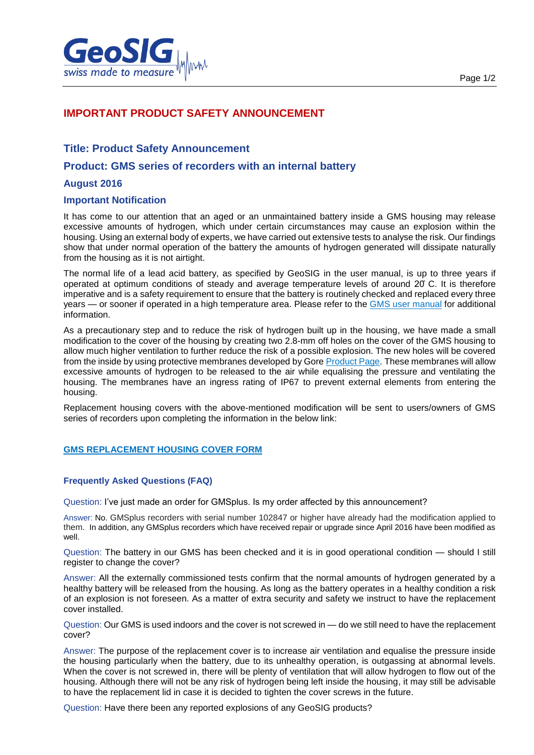# IMPORTANT PRODUCT SAFETY ANNOUNCEMENT

## Title: Product Safety Announcement

## Product: GMS series of recorders with an internal battery

### August 2016

### Important Notification

It has come to our attention that an aged or an unmaintained battery inside a GMS housing may release excessive amounts of hydrogen, which under certain circumstances may cause an explosion within the housing. Using an external body of experts, we have carried out extensive tests to analyse the risk. Our findings show that under normal operation of the battery the amounts of hydrogen generated will dissipate naturally from the housing as it is not airtight.

The normal life of a lead acid battery, as specified by GeoSIG in the user manual, is up to three years if operated at optimum conditions of steady and average temperature levels of around 20̊ C. It is therefore imperative and is a safety requirement to ensure that the battery is routinely checked and replaced every three years — or sooner if operated in a high temperature area. Please refer to the GMS user manual for additional information.

As a precautionary step and to reduce the risk of hydrogen built up in the housing, we have made a small modification to the cover of the housing by creating two 2.8-mm off holes on the cover of the GMS housing to allow much higher ventilation to further reduce the risk of a possible explosion. The new holes will be covered from the inside by using protective membranes developed by Gore Product Page. These membranes will allow excessive amounts of hydrogen to be released to the air while equalising the pressure and ventilating the housing. The membranes have an ingress rating of IP67 to prevent external elements from entering the housing.

Replacement housing covers with the above-mentioned modification will be sent to users/owners of GMS series of recorders upon completing the information in the below link:

**GMS REPLACEMENT HOUSING COVER FORM**

#### Frequently Asked Questions (FAQ)

Question: I've just made an order for GMSplus. Is my order affected by this announcement?

Answer: No. GMSplus recorders with serial number 102847 or higher have already had the modification applied to them. In addition, any GMSplus recorders which have received repair or upgrade since April 2016 have been modified as well.

Question: The battery in our GMS has been checked and it is in good operational condition — should I still register to change the cover?

Answer: All the externally commissioned tests confirm that the normal amounts of hydrogen generated by a healthy battery will be released from the housing. As long as the battery operates in a healthy condition a risk of an explosion is not foreseen. As a matter of extra security and safety we instruct to have the replacement cover installed.

Question: Our GMS is used indoors and the cover is not screwed in — do we still need to have the replacement cover?

Answer: The purpose of the replacement cover is to increase air ventilation and equalise the pressure inside the housing particularly when the battery, due to its unhealthy operation, is outgassing at abnormal levels. When the cover is not screwed in, there will be plenty of ventilation that will allow hydrogen to flow out of the housing. Although there will not be any risk of hydrogen being left inside the housing, it may still be advisable to have the replacement lid in case it is decided to tighten the cover screws in the future.

Question: Have there been any reported explosions of any GeoSIG products?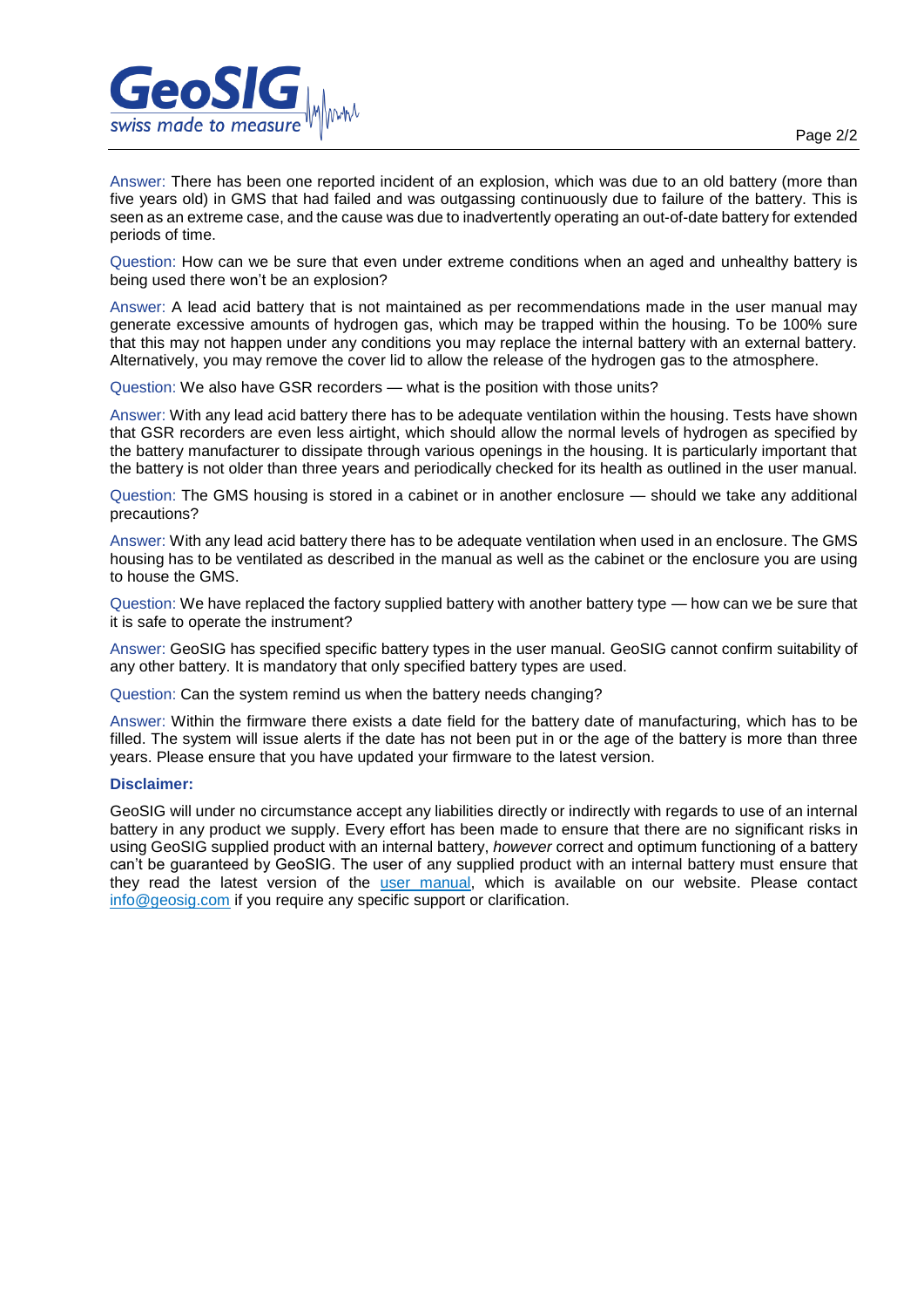Answer: There has been one reported incident of an explosion, which was due to an old battery (more than five years old) in GMS that had failed and was outgassing continuously due to failure of the battery. This is seen as an extreme case, and the cause was due to inadvertently operating an out-of-date battery for extended periods of time.

Question: How can we be sure that even under extreme conditions when an aged and unhealthy battery is being used there won't be an explosion?

Answer: A lead acid battery that is not maintained as per recommendations made in the user manual may generate excessive amounts of hydrogen gas, which may be trapped within the housing. To be 100% sure that this may not happen under any conditions you may replace the internal battery with an external battery. Alternatively, you may remove the cover lid to allow the release of the hydrogen gas to the atmosphere.

Question: We also have GSR recorders — what is the position with those units?

Answer: With any lead acid battery there has to be adequate ventilation within the housing. Tests have shown that GSR recorders are even less airtight, which should allow the normal levels of hydrogen as specified by the battery manufacturer to dissipate through various openings in the housing. It is particularly important that the battery is not older than three years and periodically checked for its health as outlined in the user manual.

Question: The GMS housing is stored in a cabinet or in another enclosure — should we take any additional precautions?

Answer: With any lead acid battery there has to be adequate ventilation when used in an enclosure. The GMS housing has to be ventilated as described in the manual as well as the cabinet or the enclosure you are using to house the GMS.

Question: We have replaced the factory supplied battery with another battery type — how can we be sure that it is safe to operate the instrument?

Answer: GeoSIG has specified specific battery types in the user manual. GeoSIG cannot confirm suitability of any other battery. It is mandatory that only specified battery types are used.

Question: Can the system remind us when the battery needs changing?

Answer: Within the firmware there exists a date field for the battery date of manufacturing, which has to be filled. The system will issue alerts if the date has not been put in or the age of the battery is more than three years. Please ensure that you have updated your firmware to the latest version.

**Disclaimer:**

GeoSIG will under no circumstance accept any liabilities directly or indirectly with regards to use of an internal battery in any product we supply. Every effort has been made to ensure that there are no significant risks in using GeoSIG supplied product with an internal battery, *however* correct and optimum functioning of a battery can't be guaranteed by GeoSIG. The user of any supplied product with an internal battery must ensure that they read the latest version of the user manual, which is available on our website. Please contact info@geosig.com if you require any specific support or clarification.